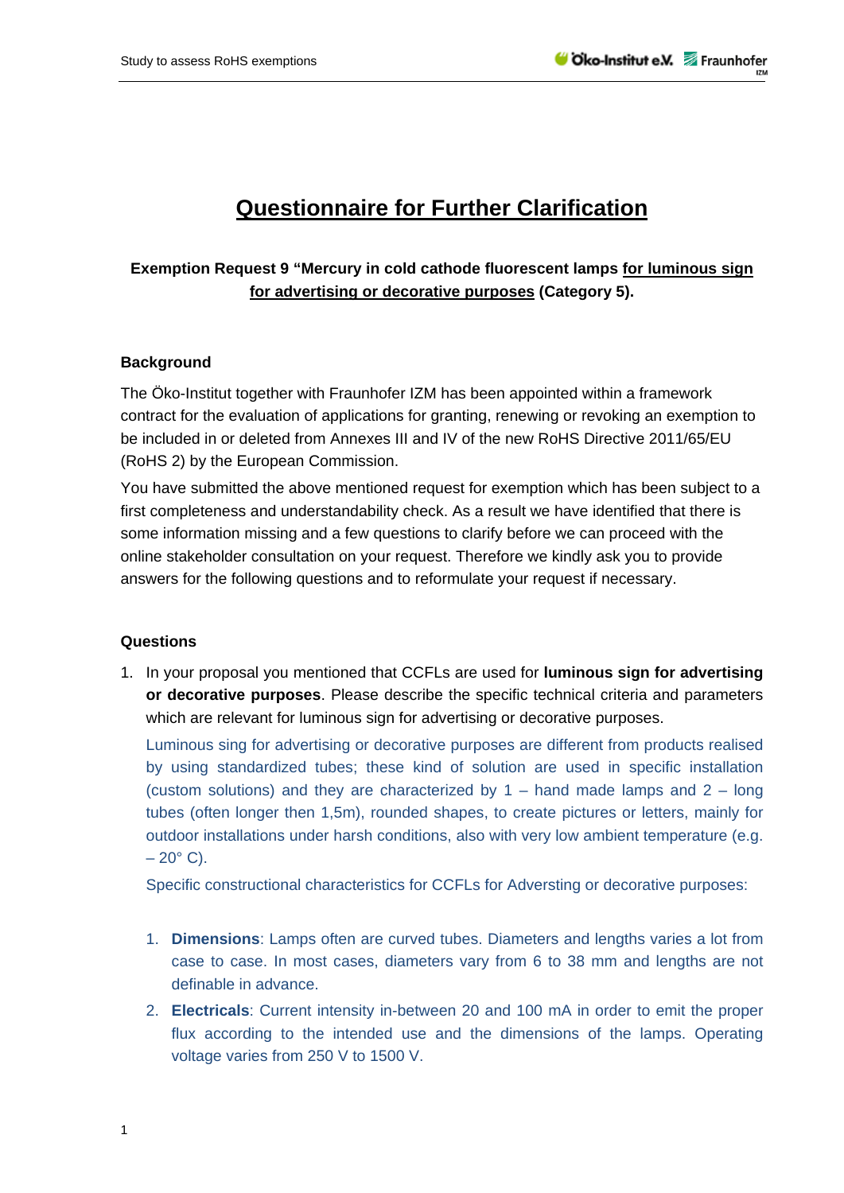# Questionnaire for Further Clarification

**Exemption Request 9 "Mercury in cold cathode fluorescent lamps for luminous sign for advertising or decorative purposes (Category 5).**

### Background

The Öko-Institut together with Fraunhofer IZM has been appointed within a framework contract for the evaluation of applications for granting, renewing or revoking an exemption to be included in or deleted from Annexes III and IV of the new RoHS Directive 2011/65/EU (RoHS 2) by the European Commission.

You have submitted the above mentioned request for exemption which has been subject to a first completeness and understandability check. As a result we have identified that there is some information missing and a few questions to clarify before we can proceed with the online stakeholder consultation on your request. Therefore we kindly ask you to provide answers for the following questions and to reformulate your request if necessary.

### Questions

1. In your proposal you mentioned that CCFLs are used for **luminous sign for advertising or decorative purposes**. Please describe the specific technical criteria and parameters which are relevant for luminous sign for advertising or decorative purposes.

   Luminous sing for advertising or decorative purposes are different from products realised by using standardized tubes; these kind of solution are used in specific installation (custom solutions) and they are characterized by 1 – hand made lamps and 2 – long tubes (often longer then 1,5m), rounded shapes, to create pictures or letters, mainly for outdoor installations under harsh conditions, also with very low ambient temperature (e.g. – 20° C).

   Specific constructional characteristics for CCFLs for Adversting or decorative purposes:

   1. **Dimensions**: Lamps often are curved tubes. Diameters and lengths varies a lot from case to case. In most cases, diameters vary from 6 to 38 mm and lengths are not definable in advance.
   2. **Electricals**: Current intensity in-between 20 and 100 mA in order to emit the proper flux according to the intended use and the dimensions of the lamps. Operating voltage varies from 250 V to 1500 V.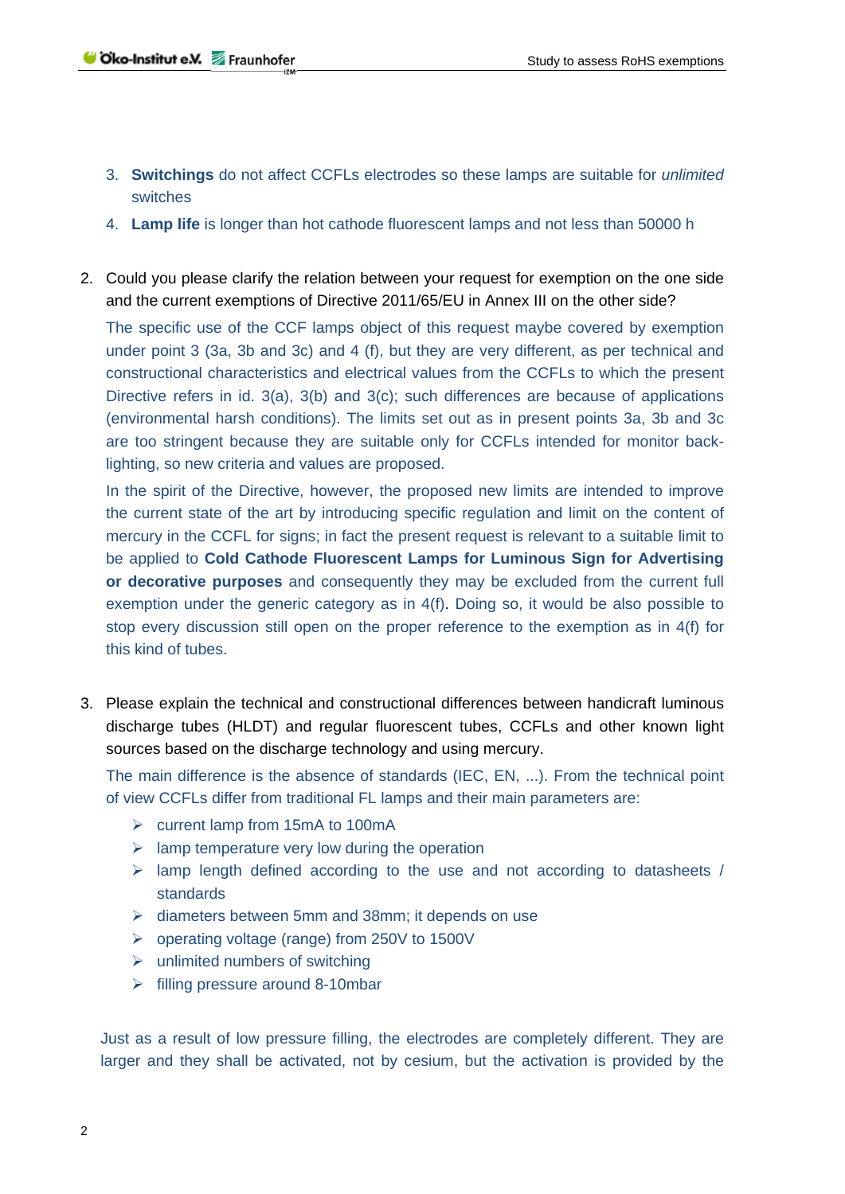3. **Switchings** do not affect CCFLs electrodes so these lamps are suitable for *unlimited* switches
4. **Lamp life** is longer than hot cathode fluorescent lamps and not less than 50000 h

2. Could you please clarify the relation between your request for exemption on the one side and the current exemptions of Directive 2011/65/EU in Annex III on the other side?

   The specific use of the CCF lamps object of this request maybe covered by exemption under point 3 (3a, 3b and 3c) and 4 (f), but they are very different, as per technical and constructional characteristics and electrical values from the CCFLs to which the present Directive refers in id. 3(a), 3(b) and 3(c); such differences are because of applications (environmental harsh conditions). The limits set out as in present points 3a, 3b and 3c are too stringent because they are suitable only for CCFLs intended for monitor back-lighting, so new criteria and values are proposed.

   In the spirit of the Directive, however, the proposed new limits are intended to improve the current state of the art by introducing specific regulation and limit on the content of mercury in the CCFL for signs; in fact the present request is relevant to a suitable limit to be applied to **Cold Cathode Fluorescent Lamps for Luminous Sign for Advertising or decorative purposes** and consequently they may be excluded from the current full exemption under the generic category as in 4(f). Doing so, it would be also possible to stop every discussion still open on the proper reference to the exemption as in 4(f) for this kind of tubes.

3. Please explain the technical and constructional differences between handicraft luminous discharge tubes (HLDT) and regular fluorescent tubes, CCFLs and other known light sources based on the discharge technology and using mercury.

   The main difference is the absence of standards (IEC, EN, ...). From the technical point of view CCFLs differ from traditional FL lamps and their main parameters are:

   - current lamp from 15mA to 100mA
   - lamp temperature very low during the operation
   - lamp length defined according to the use and not according to datasheets / standards
   - diameters between 5mm and 38mm; it depends on use
   - operating voltage (range) from 250V to 1500V
   - unlimited numbers of switching
   - filling pressure around 8-10mbar

   Just as a result of low pressure filling, the electrodes are completely different. They are larger and they shall be activated, not by cesium, but the activation is provided by the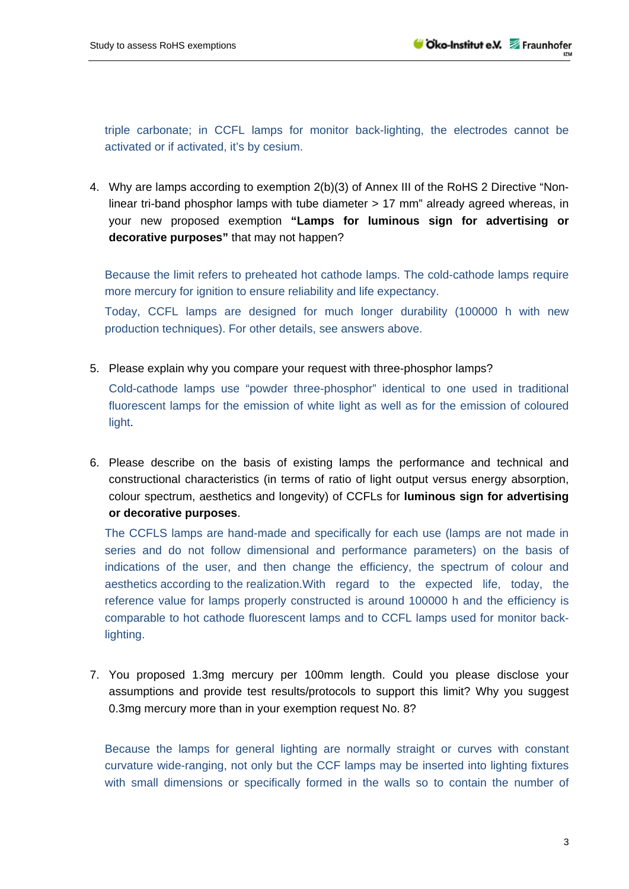triple carbonate; in CCFL lamps for monitor back-lighting, the electrodes cannot be activated or if activated, it's by cesium.

4. Why are lamps according to exemption 2(b)(3) of Annex III of the RoHS 2 Directive "Non-linear tri-band phosphor lamps with tube diameter > 17 mm" already agreed whereas, in your new proposed exemption **"Lamps for luminous sign for advertising or decorative purposes"** that may not happen?

   Because the limit refers to preheated hot cathode lamps. The cold-cathode lamps require more mercury for ignition to ensure reliability and life expectancy.

   Today, CCFL lamps are designed for much longer durability (100000 h with new production techniques). For other details, see answers above.

5. Please explain why you compare your request with three-phosphor lamps?

   Cold-cathode lamps use "powder three-phosphor" identical to one used in traditional fluorescent lamps for the emission of white light as well as for the emission of coloured light.

6. Please describe on the basis of existing lamps the performance and technical and constructional characteristics (in terms of ratio of light output versus energy absorption, colour spectrum, aesthetics and longevity) of CCFLs for **luminous sign for advertising or decorative purposes**.

   The CCFLS lamps are hand-made and specifically for each use (lamps are not made in series and do not follow dimensional and performance parameters) on the basis of indications of the user, and then change the efficiency, the spectrum of colour and aesthetics according to the realization.With regard to the expected life, today, the reference value for lamps properly constructed is around 100000 h and the efficiency is comparable to hot cathode fluorescent lamps and to CCFL lamps used for monitor back-lighting.

7. You proposed 1.3mg mercury per 100mm length. Could you please disclose your assumptions and provide test results/protocols to support this limit? Why you suggest 0.3mg mercury more than in your exemption request No. 8?

   Because the lamps for general lighting are normally straight or curves with constant curvature wide-ranging, not only but the CCF lamps may be inserted into lighting fixtures with small dimensions or specifically formed in the walls so to contain the number of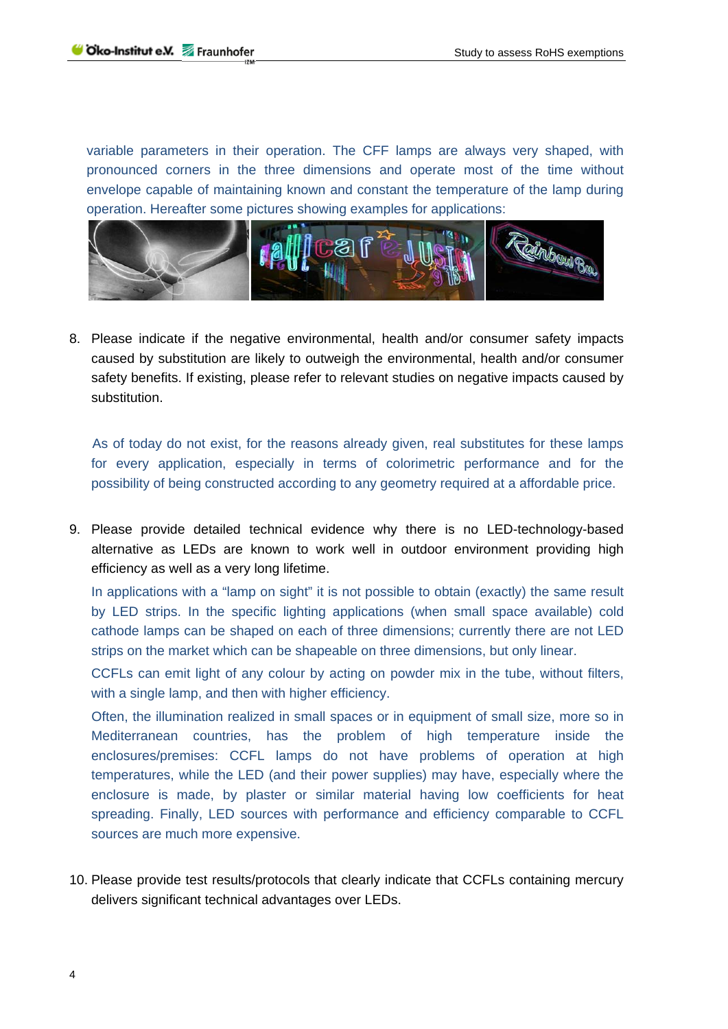variable parameters in their operation. The CFF lamps are always very shaped, with pronounced corners in the three dimensions and operate most of the time without envelope capable of maintaining known and constant the temperature of the lamp during operation. Hereafter some pictures showing examples for applications:

8. Please indicate if the negative environmental, health and/or consumer safety impacts caused by substitution are likely to outweigh the environmental, health and/or consumer safety benefits. If existing, please refer to relevant studies on negative impacts caused by substitution.

   As of today do not exist, for the reasons already given, real substitutes for these lamps for every application, especially in terms of colorimetric performance and for the possibility of being constructed according to any geometry required at a affordable price.

9. Please provide detailed technical evidence why there is no LED-technology-based alternative as LEDs are known to work well in outdoor environment providing high efficiency as well as a very long lifetime.

   In applications with a "lamp on sight" it is not possible to obtain (exactly) the same result by LED strips. In the specific lighting applications (when small space available) cold cathode lamps can be shaped on each of three dimensions; currently there are not LED strips on the market which can be shapeable on three dimensions, but only linear.

   CCFLs can emit light of any colour by acting on powder mix in the tube, without filters, with a single lamp, and then with higher efficiency.

   Often, the illumination realized in small spaces or in equipment of small size, more so in Mediterranean countries, has the problem of high temperature inside the enclosures/premises: CCFL lamps do not have problems of operation at high temperatures, while the LED (and their power supplies) may have, especially where the enclosure is made, by plaster or similar material having low coefficients for heat spreading. Finally, LED sources with performance and efficiency comparable to CCFL sources are much more expensive.

10. Please provide test results/protocols that clearly indicate that CCFLs containing mercury delivers significant technical advantages over LEDs.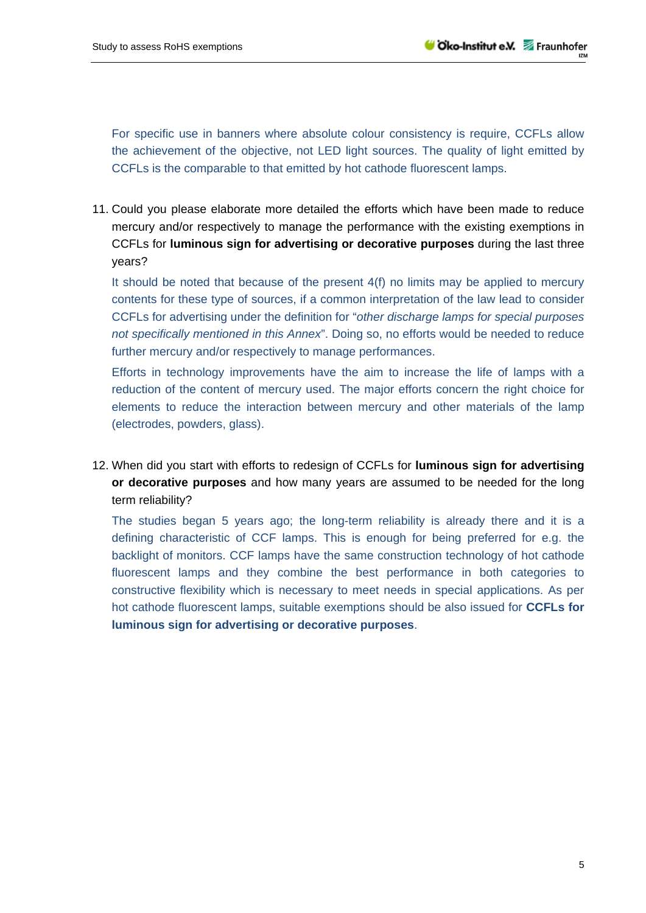For specific use in banners where absolute colour consistency is require, CCFLs allow the achievement of the objective, not LED light sources. The quality of light emitted by CCFLs is the comparable to that emitted by hot cathode fluorescent lamps.

11. Could you please elaborate more detailed the efforts which have been made to reduce mercury and/or respectively to manage the performance with the existing exemptions in CCFLs for **luminous sign for advertising or decorative purposes** during the last three years?

    It should be noted that because of the present 4(f) no limits may be applied to mercury contents for these type of sources, if a common interpretation of the law lead to consider CCFLs for advertising under the definition for "*other discharge lamps for special purposes not specifically mentioned in this Annex*". Doing so, no efforts would be needed to reduce further mercury and/or respectively to manage performances.

    Efforts in technology improvements have the aim to increase the life of lamps with a reduction of the content of mercury used. The major efforts concern the right choice for elements to reduce the interaction between mercury and other materials of the lamp (electrodes, powders, glass).

12. When did you start with efforts to redesign of CCFLs for **luminous sign for advertising or decorative purposes** and how many years are assumed to be needed for the long term reliability?

    The studies began 5 years ago; the long-term reliability is already there and it is a defining characteristic of CCF lamps. This is enough for being preferred for e.g. the backlight of monitors. CCF lamps have the same construction technology of hot cathode fluorescent lamps and they combine the best performance in both categories to constructive flexibility which is necessary to meet needs in special applications. As per hot cathode fluorescent lamps, suitable exemptions should be also issued for **CCFLs for luminous sign for advertising or decorative purposes**.